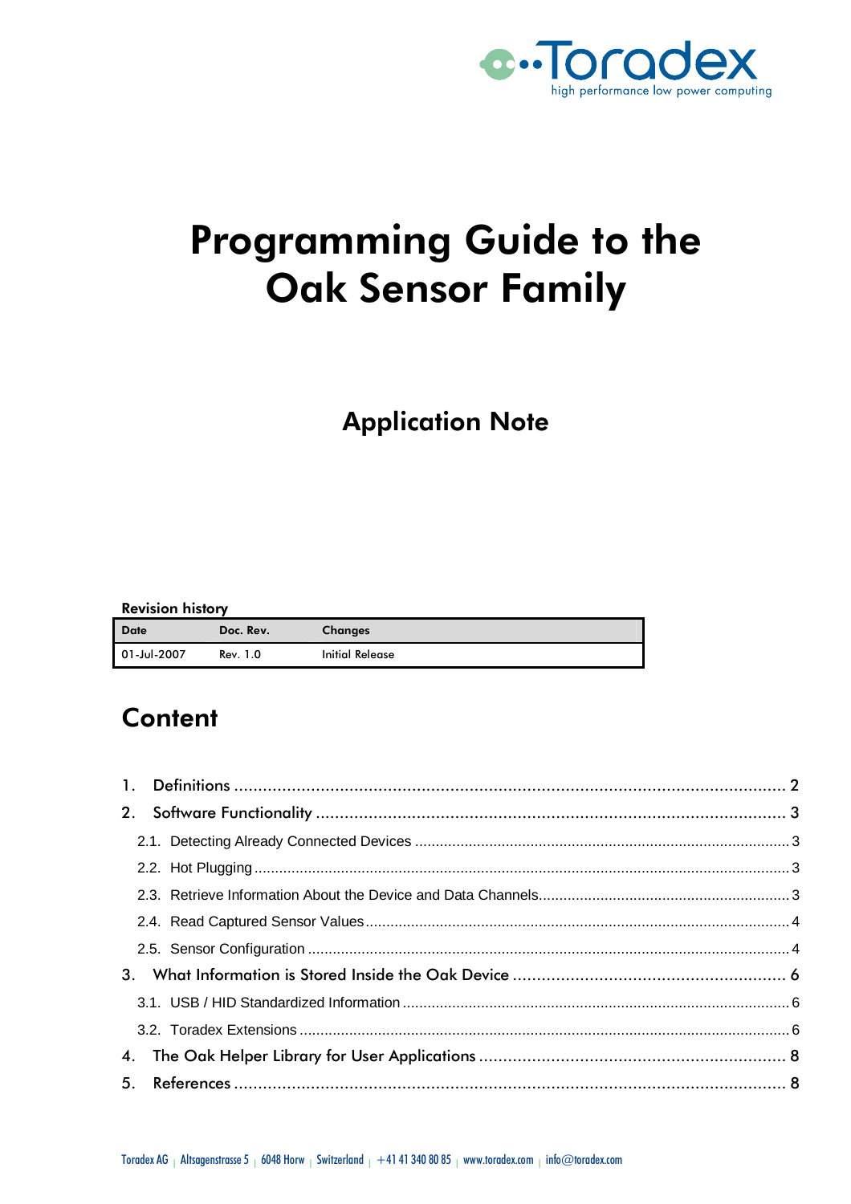Toradex
high performance low power computing

# Programming Guide to the Oak Sensor Family

## Application Note

**Revision history**

| Date | Doc. Rev. | Changes |
|---|---|---|
| 01-Jul-2007 | Rev. 1.0 | Initial Release |

## Content

1. Definitions .......... 2
2. Software Functionality .......... 3
   - 2.1. Detecting Already Connected Devices .......... 3
   - 2.2. Hot Plugging .......... 3
   - 2.3. Retrieve Information About the Device and Data Channels .......... 3
   - 2.4. Read Captured Sensor Values .......... 4
   - 2.5. Sensor Configuration .......... 4
3. What Information is Stored Inside the Oak Device .......... 6
   - 3.1. USB / HID Standardized Information .......... 6
   - 3.2. Toradex Extensions .......... 6
4. The Oak Helper Library for User Applications .......... 8
5. References .......... 8

Toradex AG | Altsagenstrasse 5 | 6048 Horw | Switzerland | +41 41 340 80 85 | www.toradex.com | info@toradex.com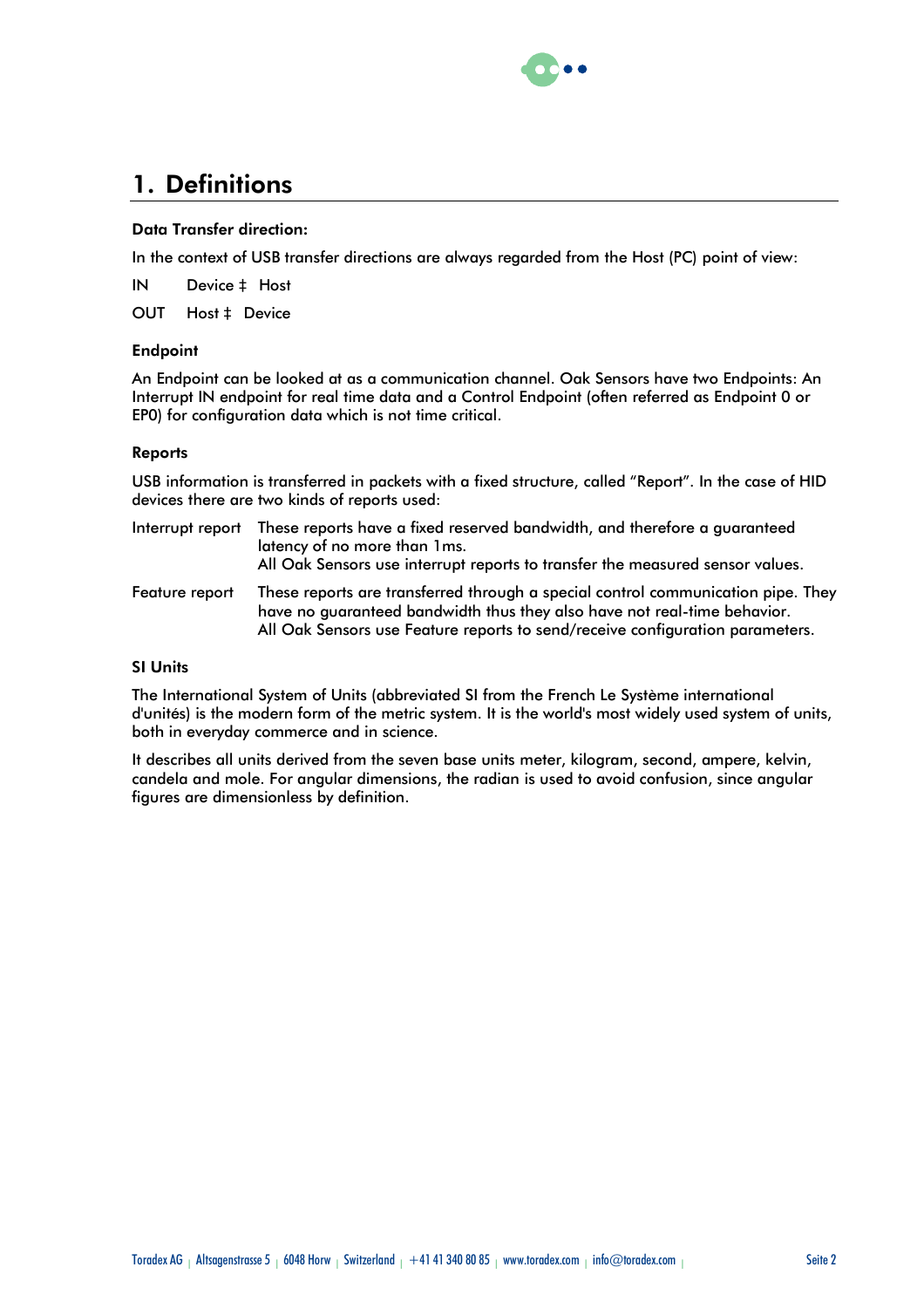# 1. Definitions

**Data Transfer direction:**

In the context of USB transfer directions are always regarded from the Host (PC) point of view:

IN Device ‡ Host

OUT Host ‡ Device

**Endpoint**

An Endpoint can be looked at as a communication channel. Oak Sensors have two Endpoints: An Interrupt IN endpoint for real time data and a Control Endpoint (often referred as Endpoint 0 or EP0) for configuration data which is not time critical.

**Reports**

USB information is transferred in packets with a fixed structure, called "Report". In the case of HID devices there are two kinds of reports used:

| | |
|---|---|
| Interrupt report | These reports have a fixed reserved bandwidth, and therefore a guaranteed latency of no more than 1ms.<br>All Oak Sensors use interrupt reports to transfer the measured sensor values. |
| Feature report | These reports are transferred through a special control communication pipe. They have no guaranteed bandwidth thus they also have not real-time behavior.<br>All Oak Sensors use Feature reports to send/receive configuration parameters. |

**SI Units**

The International System of Units (abbreviated SI from the French Le Système international d'unités) is the modern form of the metric system. It is the world's most widely used system of units, both in everyday commerce and in science.

It describes all units derived from the seven base units meter, kilogram, second, ampere, kelvin, candela and mole. For angular dimensions, the radian is used to avoid confusion, since angular figures are dimensionless by definition.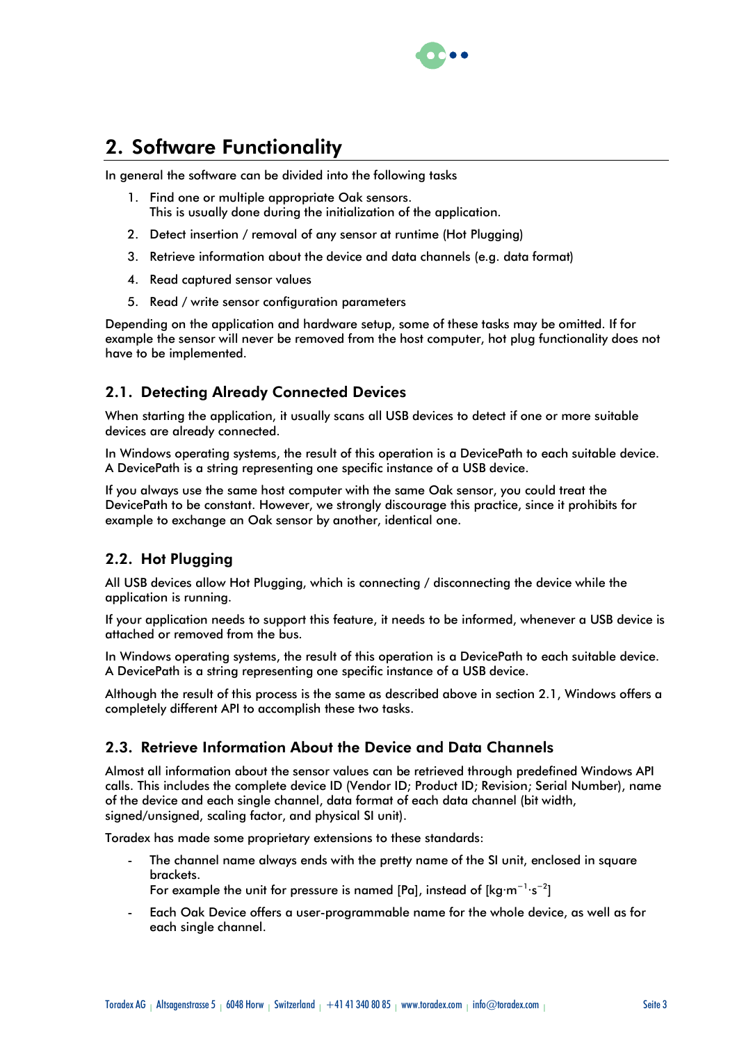# 2. Software Functionality

In general the software can be divided into the following tasks

1. Find one or multiple appropriate Oak sensors.
   This is usually done during the initialization of the application.
2. Detect insertion / removal of any sensor at runtime (Hot Plugging)
3. Retrieve information about the device and data channels (e.g. data format)
4. Read captured sensor values
5. Read / write sensor configuration parameters

Depending on the application and hardware setup, some of these tasks may be omitted. If for example the sensor will never be removed from the host computer, hot plug functionality does not have to be implemented.

## 2.1. Detecting Already Connected Devices

When starting the application, it usually scans all USB devices to detect if one or more suitable devices are already connected.

In Windows operating systems, the result of this operation is a DevicePath to each suitable device. A DevicePath is a string representing one specific instance of a USB device.

If you always use the same host computer with the same Oak sensor, you could treat the DevicePath to be constant. However, we strongly discourage this practice, since it prohibits for example to exchange an Oak sensor by another, identical one.

## 2.2. Hot Plugging

All USB devices allow Hot Plugging, which is connecting / disconnecting the device while the application is running.

If your application needs to support this feature, it needs to be informed, whenever a USB device is attached or removed from the bus.

In Windows operating systems, the result of this operation is a DevicePath to each suitable device. A DevicePath is a string representing one specific instance of a USB device.

Although the result of this process is the same as described above in section 2.1, Windows offers a completely different API to accomplish these two tasks.

## 2.3. Retrieve Information About the Device and Data Channels

Almost all information about the sensor values can be retrieved through predefined Windows API calls. This includes the complete device ID (Vendor ID; Product ID; Revision; Serial Number), name of the device and each single channel, data format of each data channel (bit width, signed/unsigned, scaling factor, and physical SI unit).

Toradex has made some proprietary extensions to these standards:

- The channel name always ends with the pretty name of the SI unit, enclosed in square brackets.
  For example the unit for pressure is named [Pa], instead of [$kg \cdot m^{-1} \cdot s^{-2}$]
- Each Oak Device offers a user-programmable name for the whole device, as well as for each single channel.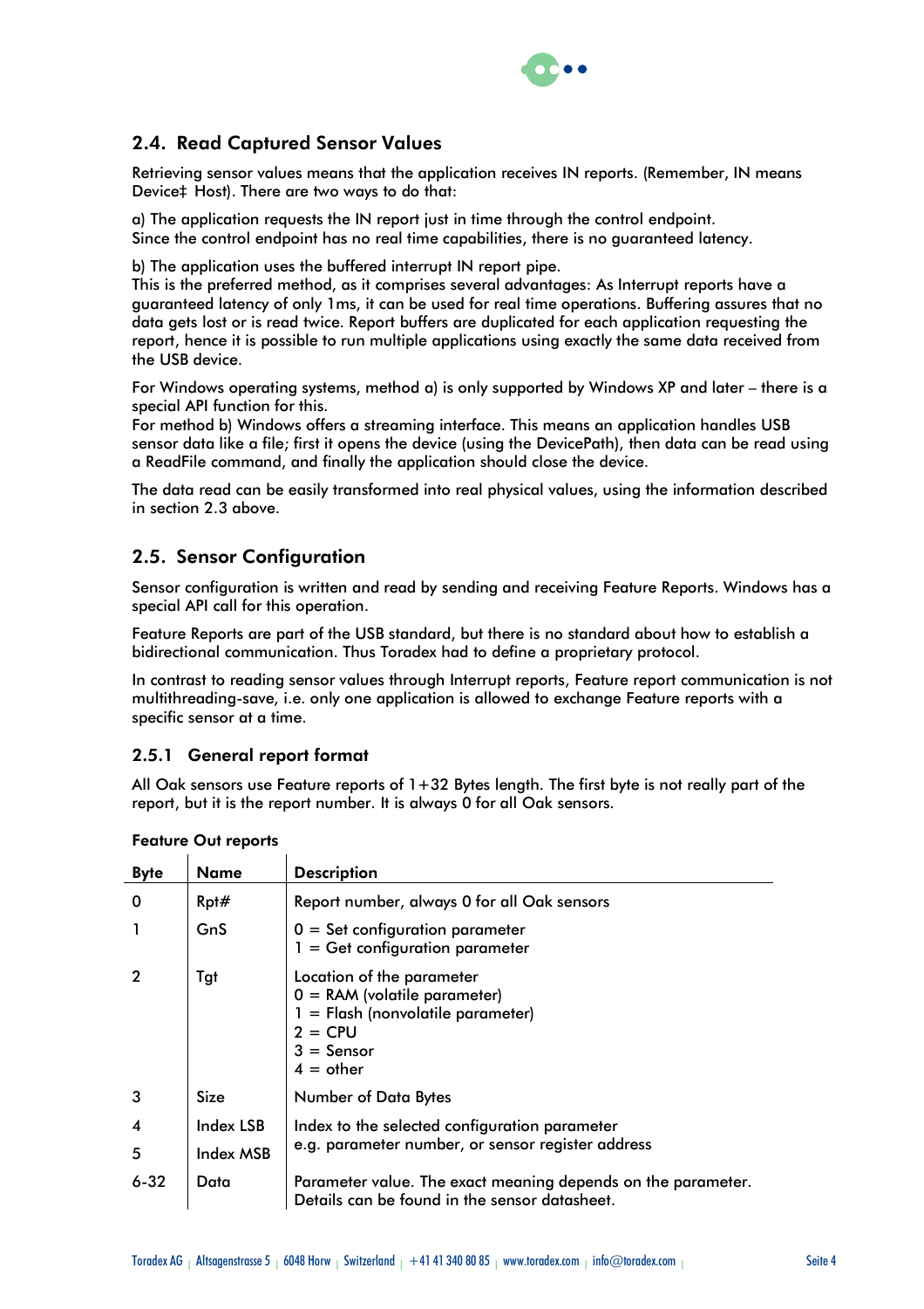## 2.4. Read Captured Sensor Values

Retrieving sensor values means that the application receives IN reports. (Remember, IN means Device‡ Host). There are two ways to do that:

a) The application requests the IN report just in time through the control endpoint.
Since the control endpoint has no real time capabilities, there is no guaranteed latency.

b) The application uses the buffered interrupt IN report pipe.
This is the preferred method, as it comprises several advantages: As Interrupt reports have a guaranteed latency of only 1ms, it can be used for real time operations. Buffering assures that no data gets lost or is read twice. Report buffers are duplicated for each application requesting the report, hence it is possible to run multiple applications using exactly the same data received from the USB device.

For Windows operating systems, method a) is only supported by Windows XP and later – there is a special API function for this.
For method b) Windows offers a streaming interface. This means an application handles USB sensor data like a file; first it opens the device (using the DevicePath), then data can be read using a ReadFile command, and finally the application should close the device.

The data read can be easily transformed into real physical values, using the information described in section 2.3 above.

## 2.5. Sensor Configuration

Sensor configuration is written and read by sending and receiving Feature Reports. Windows has a special API call for this operation.

Feature Reports are part of the USB standard, but there is no standard about how to establish a bidirectional communication. Thus Toradex had to define a proprietary protocol.

In contrast to reading sensor values through Interrupt reports, Feature report communication is not multithreading-save, i.e. only one application is allowed to exchange Feature reports with a specific sensor at a time.

### 2.5.1 General report format

All Oak sensors use Feature reports of 1+32 Bytes length. The first byte is not really part of the report, but it is the report number. It is always 0 for all Oak sensors.

**Feature Out reports**

| Byte | Name | Description |
|---|---|---|
| 0 | Rpt# | Report number, always 0 for all Oak sensors |
| 1 | GnS | 0 = Set configuration parameter<br>1 = Get configuration parameter |
| 2 | Tgt | Location of the parameter<br>0 = RAM (volatile parameter)<br>1 = Flash (nonvolatile parameter)<br>2 = CPU<br>3 = Sensor<br>4 = other |
| 3 | Size | Number of Data Bytes |
| 4 | Index LSB | Index to the selected configuration parameter<br>e.g. parameter number, or sensor register address |
| 5 | Index MSB | |
| 6-32 | Data | Parameter value. The exact meaning depends on the parameter.<br>Details can be found in the sensor datasheet. |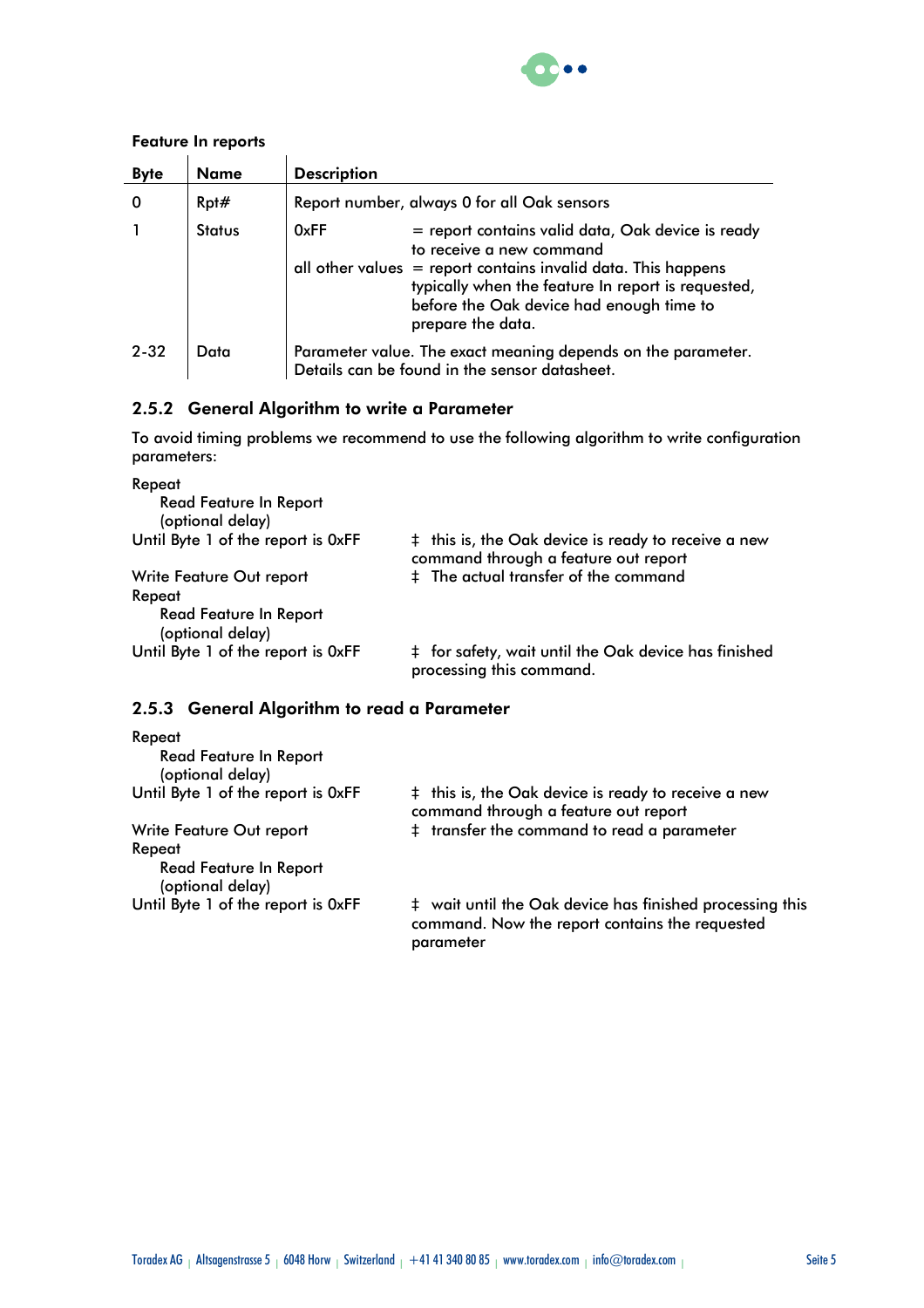**Feature In reports**

| Byte | Name | Description |
|---|---|---|
| 0 | Rpt# | Report number, always 0 for all Oak sensors |
| 1 | Status | 0xFF = report contains valid data, Oak device is ready to receive a new command<br>all other values = report contains invalid data. This happens typically when the feature In report is requested, before the Oak device had enough time to prepare the data. |
| 2-32 | Data | Parameter value. The exact meaning depends on the parameter. Details can be found in the sensor datasheet. |

### 2.5.2 General Algorithm to write a Parameter

To avoid timing problems we recommend to use the following algorithm to write configuration parameters:

```
Repeat
    Read Feature In Report
    (optional delay)
Until Byte 1 of the report is 0xFF      ‡ this is, the Oak device is ready to receive a new
                                          command through a feature out report
Write Feature Out report                ‡ The actual transfer of the command
Repeat
    Read Feature In Report
    (optional delay)
Until Byte 1 of the report is 0xFF      ‡ for safety, wait until the Oak device has finished
                                          processing this command.
```

### 2.5.3 General Algorithm to read a Parameter

```
Repeat
    Read Feature In Report
    (optional delay)
Until Byte 1 of the report is 0xFF      ‡ this is, the Oak device is ready to receive a new
                                          command through a feature out report
Write Feature Out report                ‡ transfer the command to read a parameter
Repeat
    Read Feature In Report
    (optional delay)
Until Byte 1 of the report is 0xFF      ‡ wait until the Oak device has finished processing this
                                          command. Now the report contains the requested
                                          parameter
```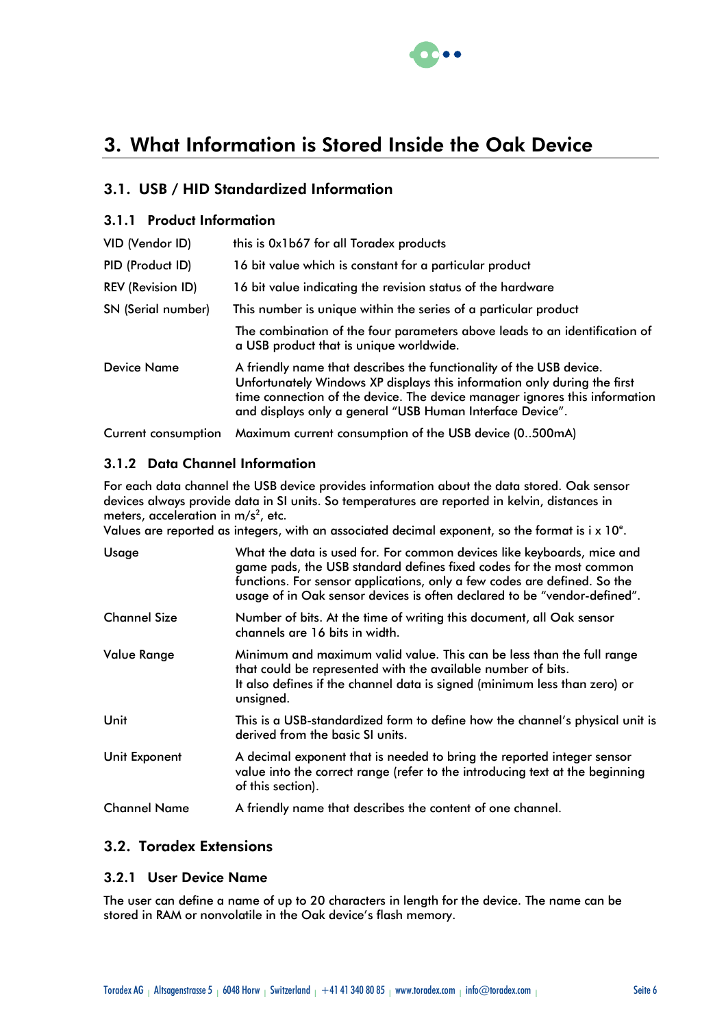# 3. What Information is Stored Inside the Oak Device

## 3.1. USB / HID Standardized Information

### 3.1.1 Product Information

| | |
|---|---|
| VID (Vendor ID) | this is 0x1b67 for all Toradex products |
| PID (Product ID) | 16 bit value which is constant for a particular product |
| REV (Revision ID) | 16 bit value indicating the revision status of the hardware |
| SN (Serial number) | This number is unique within the series of a particular product |
| | The combination of the four parameters above leads to an identification of a USB product that is unique worldwide. |
| Device Name | A friendly name that describes the functionality of the USB device. Unfortunately Windows XP displays this information only during the first time connection of the device. The device manager ignores this information and displays only a general "USB Human Interface Device". |
| Current consumption | Maximum current consumption of the USB device (0..500mA) |

### 3.1.2 Data Channel Information

For each data channel the USB device provides information about the data stored. Oak sensor devices always provide data in SI units. So temperatures are reported in kelvin, distances in meters, acceleration in $m/s^2$, etc.
Values are reported as integers, with an associated decimal exponent, so the format is $i \times 10^e$.

| | |
|---|---|
| Usage | What the data is used for. For common devices like keyboards, mice and game pads, the USB standard defines fixed codes for the most common functions. For sensor applications, only a few codes are defined. So the usage of in Oak sensor devices is often declared to be "vendor-defined". |
| Channel Size | Number of bits. At the time of writing this document, all Oak sensor channels are 16 bits in width. |
| Value Range | Minimum and maximum valid value. This can be less than the full range that could be represented with the available number of bits. It also defines if the channel data is signed (minimum less than zero) or unsigned. |
| Unit | This is a USB-standardized form to define how the channel's physical unit is derived from the basic SI units. |
| Unit Exponent | A decimal exponent that is needed to bring the reported integer sensor value into the correct range (refer to the introducing text at the beginning of this section). |
| Channel Name | A friendly name that describes the content of one channel. |

## 3.2. Toradex Extensions

### 3.2.1 User Device Name

The user can define a name of up to 20 characters in length for the device. The name can be stored in RAM or nonvolatile in the Oak device's flash memory.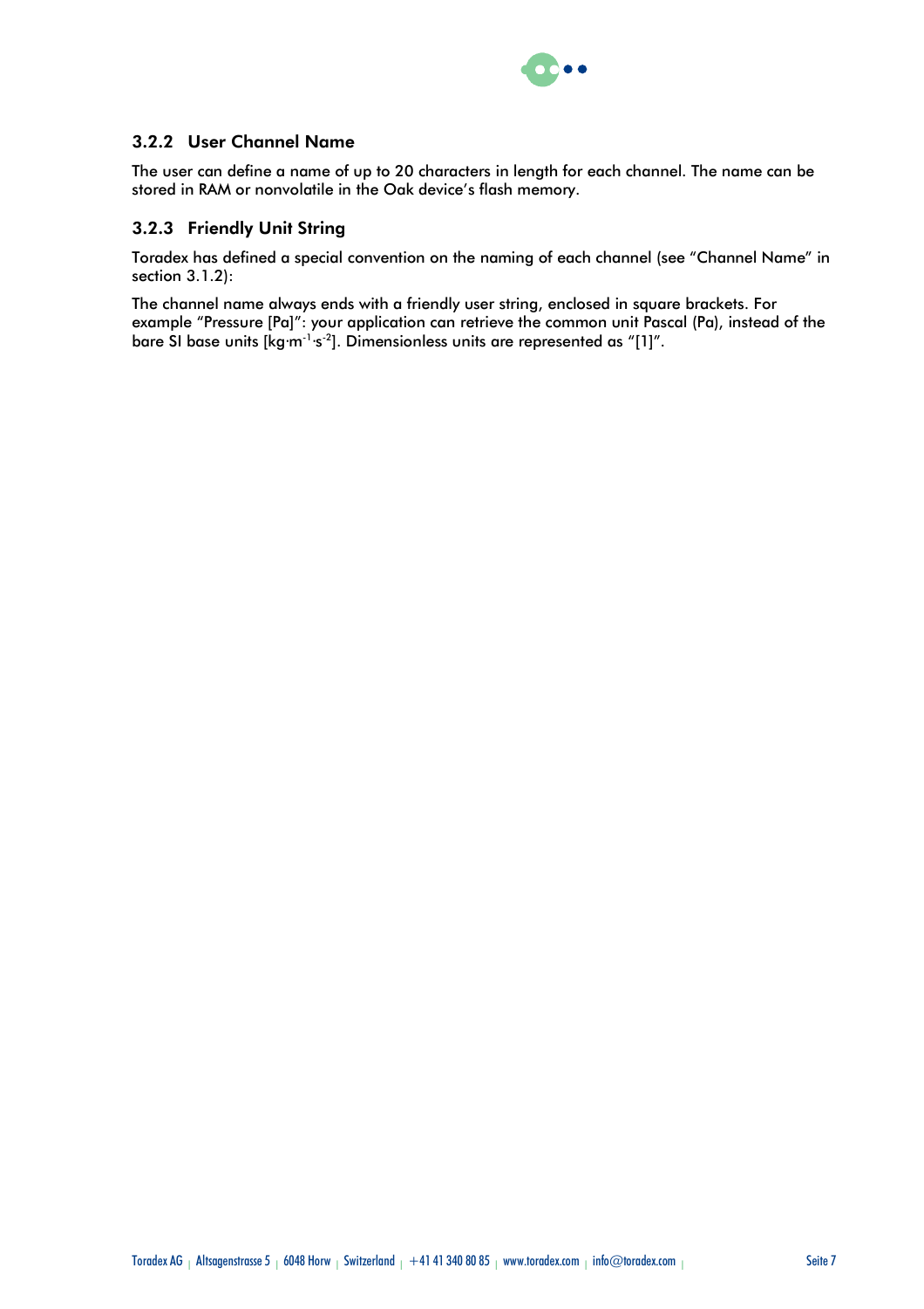### 3.2.2 User Channel Name

The user can define a name of up to 20 characters in length for each channel. The name can be stored in RAM or nonvolatile in the Oak device's flash memory.

### 3.2.3 Friendly Unit String

Toradex has defined a special convention on the naming of each channel (see "Channel Name" in section 3.1.2):

The channel name always ends with a friendly user string, enclosed in square brackets. For example "Pressure [Pa]": your application can retrieve the common unit Pascal (Pa), instead of the bare SI base units [$kg \cdot m^{-1} \cdot s^{-2}$]. Dimensionless units are represented as "[1]".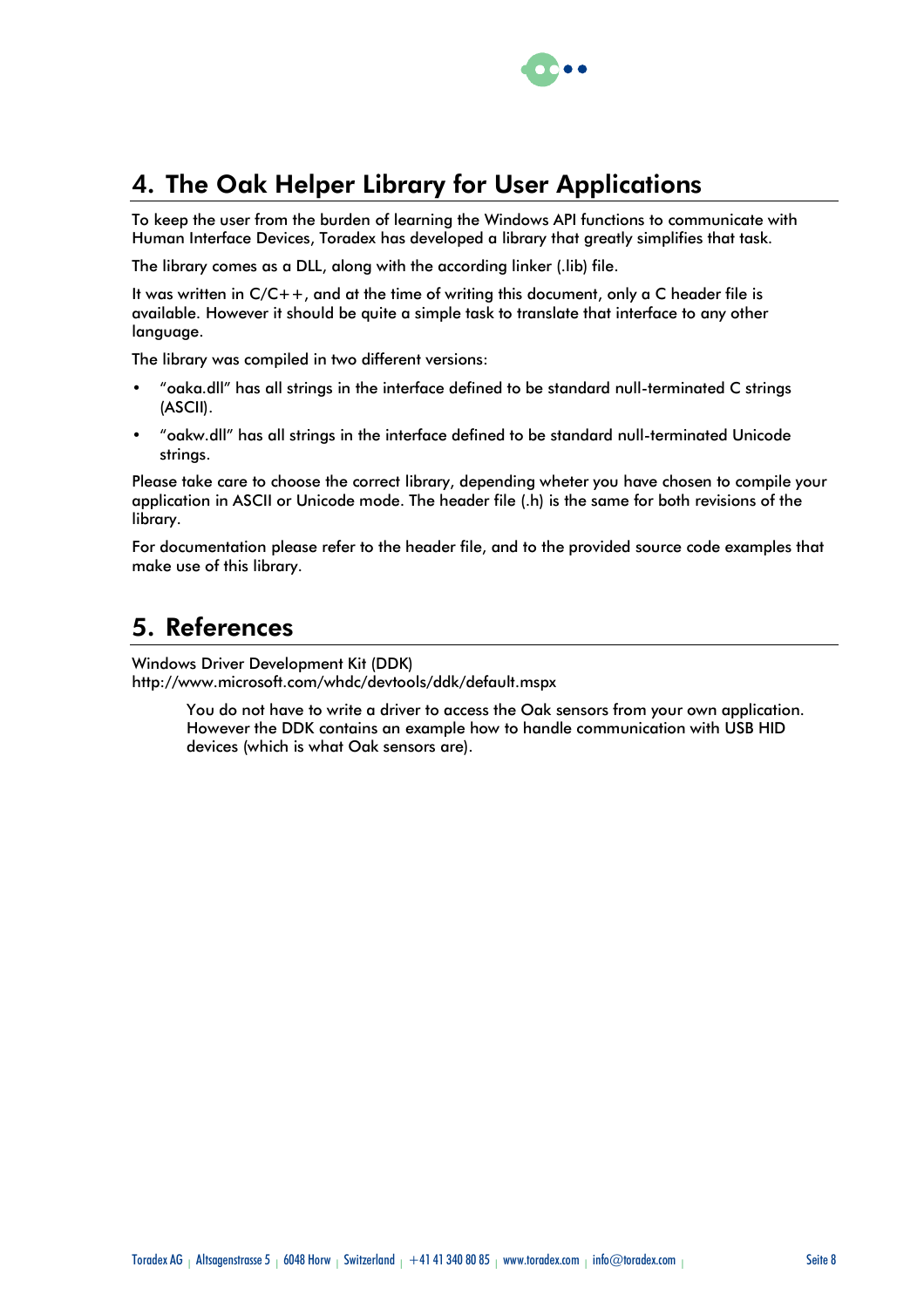## 4. The Oak Helper Library for User Applications

To keep the user from the burden of learning the Windows API functions to communicate with Human Interface Devices, Toradex has developed a library that greatly simplifies that task.

The library comes as a DLL, along with the according linker (.lib) file.

It was written in C/C++, and at the time of writing this document, only a C header file is available. However it should be quite a simple task to translate that interface to any other language.

The library was compiled in two different versions:

- "oaka.dll" has all strings in the interface defined to be standard null-terminated C strings (ASCII).
- "oakw.dll" has all strings in the interface defined to be standard null-terminated Unicode strings.

Please take care to choose the correct library, depending wheter you have chosen to compile your application in ASCII or Unicode mode. The header file (.h) is the same for both revisions of the library.

For documentation please refer to the header file, and to the provided source code examples that make use of this library.

## 5. References

Windows Driver Development Kit (DDK)
http://www.microsoft.com/whdc/devtools/ddk/default.mspx

> You do not have to write a driver to access the Oak sensors from your own application. However the DDK contains an example how to handle communication with USB HID devices (which is what Oak sensors are).